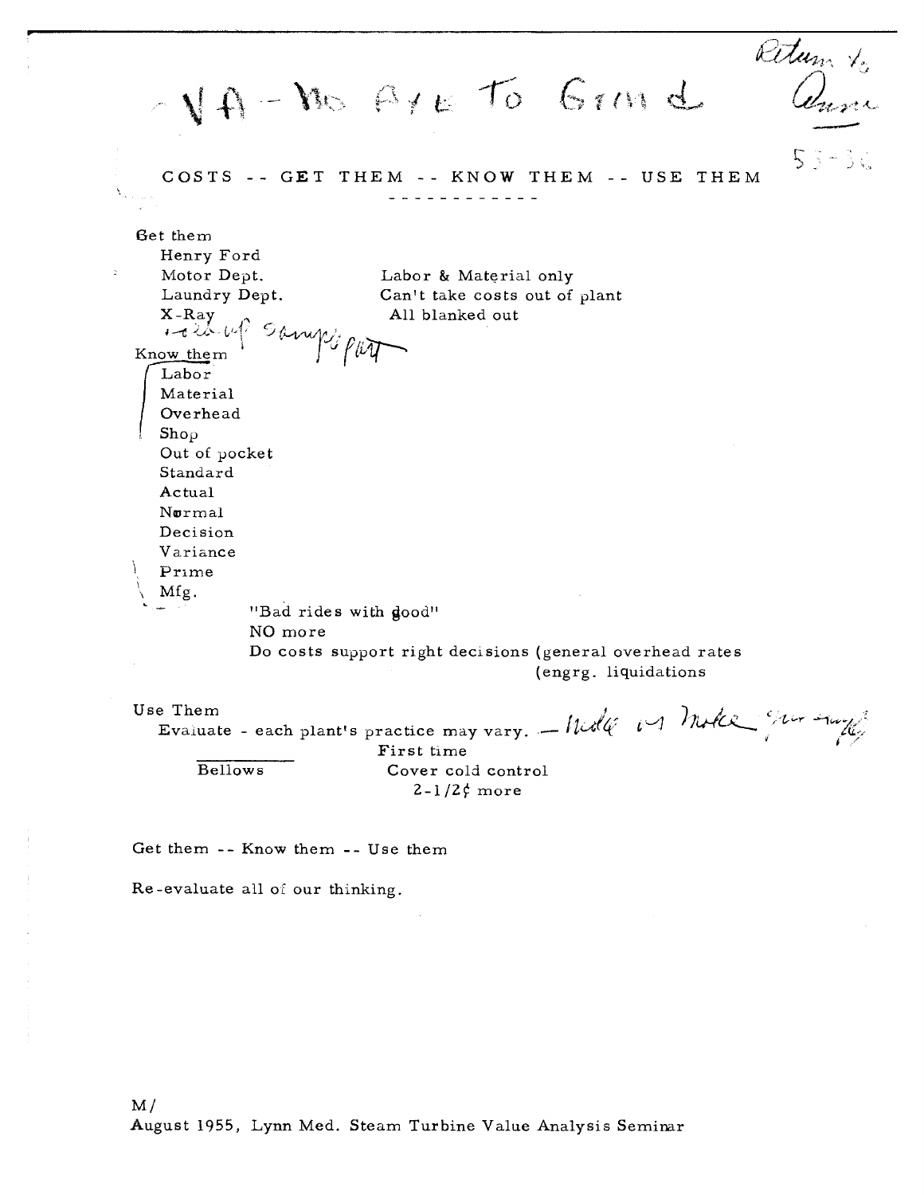VA - No Axe To Grind

Return to Annie

53-36

# COSTS -- GET THEM -- KNOW THEM -- USE THEM

Get them

- Henry Ford
- Motor Dept. — Labor & Material only
- Laundry Dept. — Can't take costs out of plant
- X-Ray — All blanked out
- Hold up Sampson plant

Know them

- Labor
- Material
- Overhead
- Shop
- Out of pocket
- Standard
- Actual
- Normal
- Decision
- Variance
- Prime
- Mfg.

"Bad rides with good"

NO more

Do costs support right decisions (general overhead rates (engrg. liquidations

Use Them

Evaluate - each plant's practice may vary. — Make or Make your analysis

Bellows — First time — Cover cold control — 2-1/2¢ more

Get them -- Know them -- Use them

Re-evaluate all of our thinking.

M/

August 1955, Lynn Med. Steam Turbine Value Analysis Seminar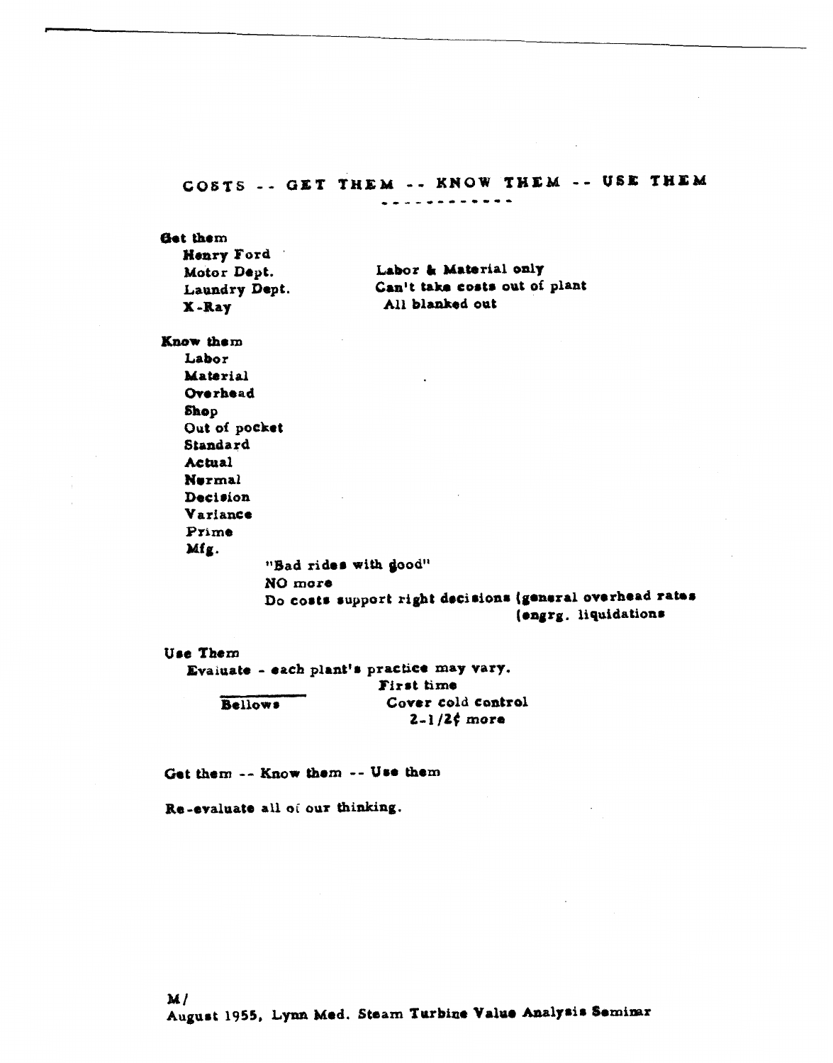# COSTS -- GET THEM -- KNOW THEM -- USE THEM

**Get them**

- **Henry Ford**
- **Motor Dept.** — Labor & Material only
- **Laundry Dept.** — Can't take costs out of plant
- **X-Ray** — All blanked out

**Know them**

- Labor
- Material
- Overhead
- Shop
- Out of pocket
- Standard
- Actual
- Normal
- Decision
- Variance
- Prime
- Mfg.

"Bad rides with good"

NO more

Do costs support right decisions (general overhead rates
(engrg. liquidations

**Use Them**

Evaluate - each plant's practice may vary.

Bellows — First time
Cover cold control
2-1/2¢ more

**Get them -- Know them -- Use them**

**Re-evaluate all of our thinking.**

M/
August 1955, Lynn Med. Steam Turbine Value Analysis Seminar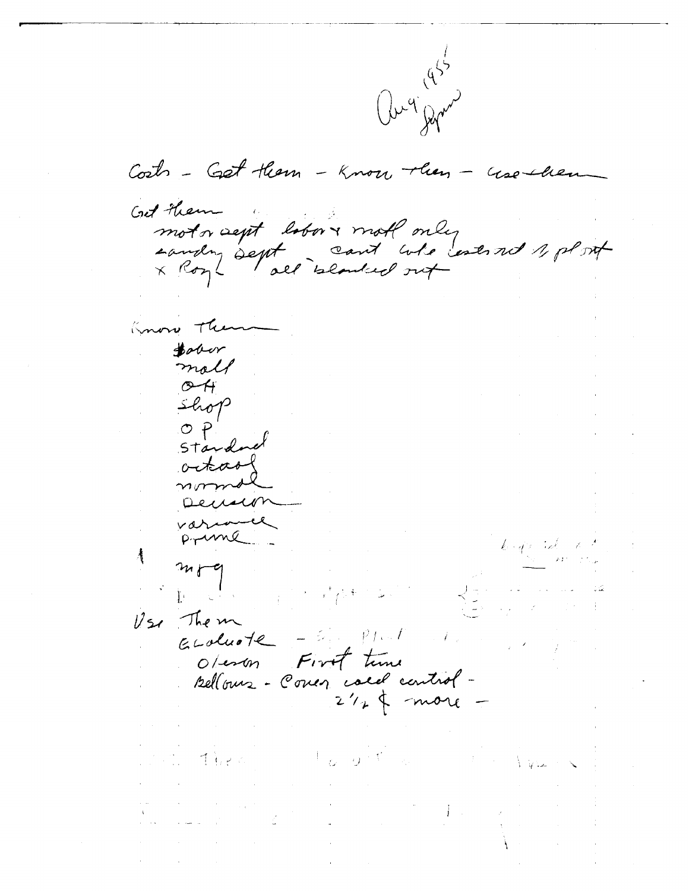Aug. 1955
Lyman

Costs - Get them - Know them - Use them

Get them
motor dept labor & mat'l only
laundry dept - cant use costs at 1/2 plant
x Royal - all blanked out

Know them
labor
mat'l
OH
Shop
OP
Standard
actual
normal
Decision
variance
prime

mfg

Use Them
Evaluate
Olsen First time
Bellows - Cover cold control -
2½ ¢ more -